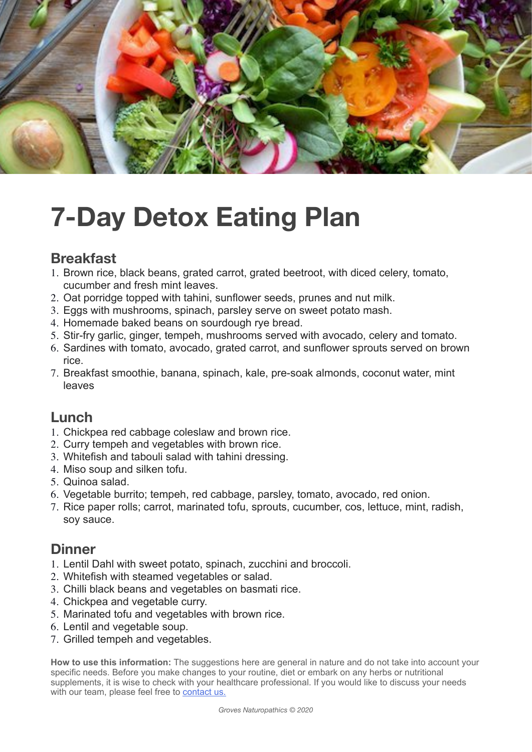# 7-Day Detox Eating Plan

## Breakfast

1. Brown rice, black beans, grated carrot, grated beetroot, with diced celery, tomato, cucumber and fresh mint leaves.
2. Oat porridge topped with tahini, sunflower seeds, prunes and nut milk.
3. Eggs with mushrooms, spinach, parsley serve on sweet potato mash.
4. Homemade baked beans on sourdough rye bread.
5. Stir-fry garlic, ginger, tempeh, mushrooms served with avocado, celery and tomato.
6. Sardines with tomato, avocado, grated carrot, and sunflower sprouts served on brown rice.
7. Breakfast smoothie, banana, spinach, kale, pre-soak almonds, coconut water, mint leaves

## Lunch

1. Chickpea red cabbage coleslaw and brown rice.
2. Curry tempeh and vegetables with brown rice.
3. Whitefish and tabouli salad with tahini dressing.
4. Miso soup and silken tofu.
5. Quinoa salad.
6. Vegetable burrito; tempeh, red cabbage, parsley, tomato, avocado, red onion.
7. Rice paper rolls; carrot, marinated tofu, sprouts, cucumber, cos, lettuce, mint, radish, soy sauce.

## Dinner

1. Lentil Dahl with sweet potato, spinach, zucchini and broccoli.
2. Whitefish with steamed vegetables or salad.
3. Chilli black beans and vegetables on basmati rice.
4. Chickpea and vegetable curry.
5. Marinated tofu and vegetables with brown rice.
6. Lentil and vegetable soup.
7. Grilled tempeh and vegetables.

**How to use this information:** The suggestions here are general in nature and do not take into account your specific needs. Before you make changes to your routine, diet or embark on any herbs or nutritional supplements, it is wise to check with your healthcare professional. If you would like to discuss your needs with our team, please feel free to contact us.

*Groves Naturopathics © 2020*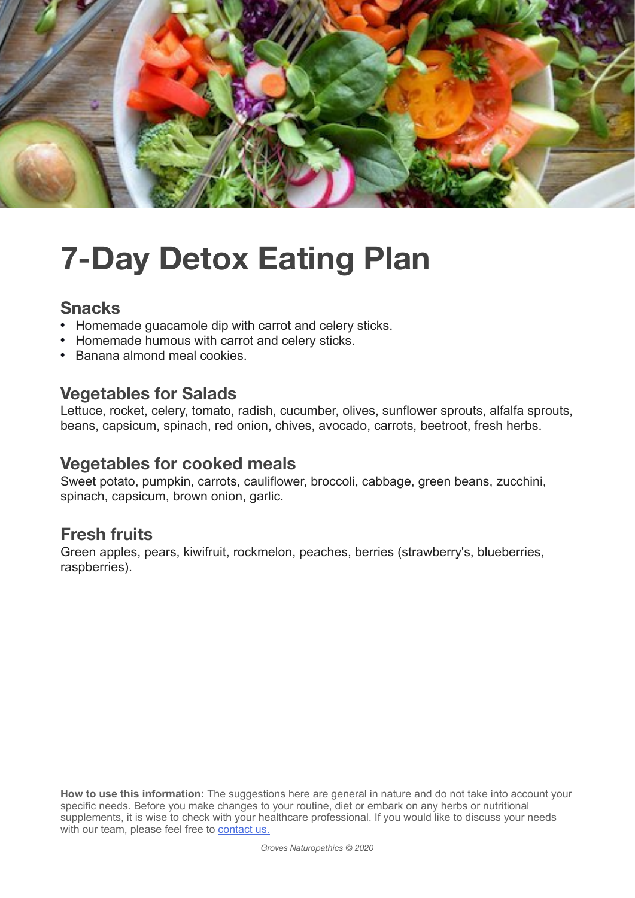# 7-Day Detox Eating Plan

## Snacks

- Homemade guacamole dip with carrot and celery sticks.
- Homemade humous with carrot and celery sticks.
- Banana almond meal cookies.

## Vegetables for Salads

Lettuce, rocket, celery, tomato, radish, cucumber, olives, sunflower sprouts, alfalfa sprouts, beans, capsicum, spinach, red onion, chives, avocado, carrots, beetroot, fresh herbs.

## Vegetables for cooked meals

Sweet potato, pumpkin, carrots, cauliflower, broccoli, cabbage, green beans, zucchini, spinach, capsicum, brown onion, garlic.

## Fresh fruits

Green apples, pears, kiwifruit, rockmelon, peaches, berries (strawberry's, blueberries, raspberries).

**How to use this information:** The suggestions here are general in nature and do not take into account your specific needs. Before you make changes to your routine, diet or embark on any herbs or nutritional supplements, it is wise to check with your healthcare professional. If you would like to discuss your needs with our team, please feel free to contact us.

*Groves Naturopathics © 2020*